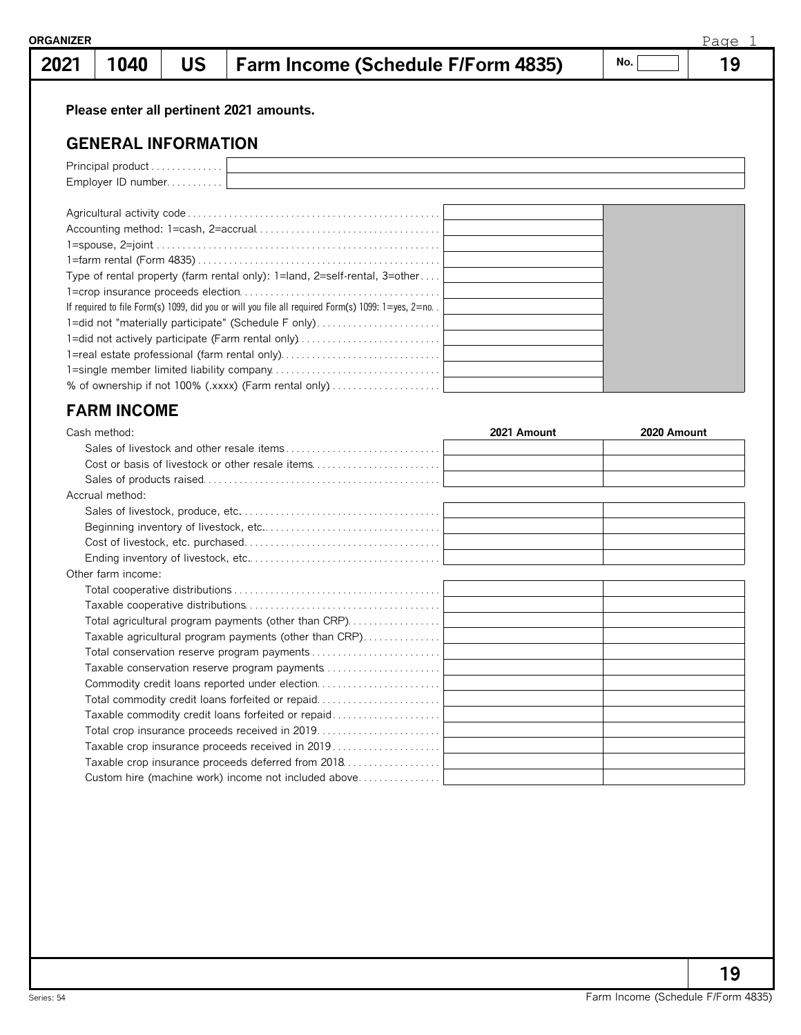ORGANIZER

| 2021 | 1040 | US | Farm Income (Schedule F/Form 4835) | No. | 19 |
|---|---|---|---|---|---|

**Please enter all pertinent 2021 amounts.**

## GENERAL INFORMATION

| | |
|---|---|
| Principal product | |
| Employer ID number | |

| | |
|---|---|
| Agricultural activity code | |
| Accounting method: 1=cash, 2=accrual | |
| 1=spouse, 2=joint | |
| 1=farm rental (Form 4835) | |
| Type of rental property (farm rental only): 1=land, 2=self-rental, 3=other | |
| 1=crop insurance proceeds election | |
| If required to file Form(s) 1099, did you or will you file all required Form(s) 1099: 1=yes, 2=no | |
| 1=did not "materially participate" (Schedule F only) | |
| 1=did not actively participate (Farm rental only) | |
| 1=real estate professional (farm rental only) | |
| 1=single member limited liability company | |
| % of ownership if not 100% (.xxxx) (Farm rental only) | |

## FARM INCOME

| | 2021 Amount | 2020 Amount |
|---|---|---|
| Cash method: | | |
| Sales of livestock and other resale items | | |
| Cost or basis of livestock or other resale items | | |
| Sales of products raised | | |
| Accrual method: | | |
| Sales of livestock, produce, etc. | | |
| Beginning inventory of livestock, etc. | | |
| Cost of livestock, etc. purchased | | |
| Ending inventory of livestock, etc. | | |
| Other farm income: | | |
| Total cooperative distributions | | |
| Taxable cooperative distributions | | |
| Total agricultural program payments (other than CRP) | | |
| Taxable agricultural program payments (other than CRP) | | |
| Total conservation reserve program payments | | |
| Taxable conservation reserve program payments | | |
| Commodity credit loans reported under election | | |
| Total commodity credit loans forfeited or repaid | | |
| Taxable commodity credit loans forfeited or repaid | | |
| Total crop insurance proceeds received in 2019 | | |
| Taxable crop insurance proceeds received in 2019 | | |
| Taxable crop insurance proceeds deferred from 2018 | | |
| Custom hire (machine work) income not included above | | |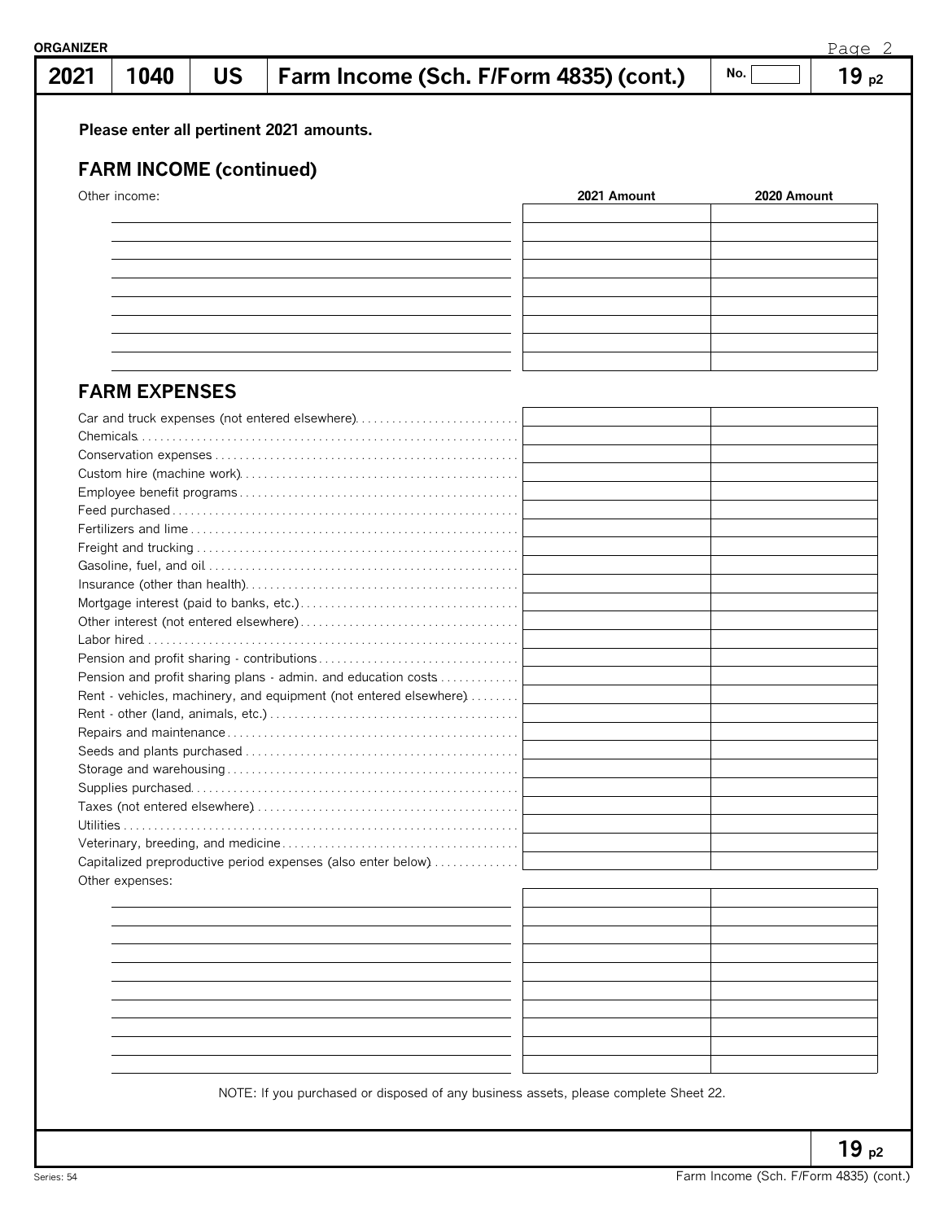**ORGANIZER**

| 2021 | 1040 | US | Farm Income (Sch. F/Form 4835) (cont.) | No. | 19 p2 |
|---|---|---|---|---|---|

**Please enter all pertinent 2021 amounts.**

## FARM INCOME (continued)

| Other income: | 2021 Amount | 2020 Amount |
|---|---|---|
| | | |
| | | |
| | | |
| | | |
| | | |
| | | |
| | | |
| | | |
| | | |

## FARM EXPENSES

| | 2021 Amount | 2020 Amount |
|---|---|---|
| Car and truck expenses (not entered elsewhere) | | |
| Chemicals | | |
| Conservation expenses | | |
| Custom hire (machine work) | | |
| Employee benefit programs | | |
| Feed purchased | | |
| Fertilizers and lime | | |
| Freight and trucking | | |
| Gasoline, fuel, and oil | | |
| Insurance (other than health) | | |
| Mortgage interest (paid to banks, etc.) | | |
| Other interest (not entered elsewhere) | | |
| Labor hired | | |
| Pension and profit sharing - contributions | | |
| Pension and profit sharing plans - admin. and education costs | | |
| Rent - vehicles, machinery, and equipment (not entered elsewhere) | | |
| Rent - other (land, animals, etc.) | | |
| Repairs and maintenance | | |
| Seeds and plants purchased | | |
| Storage and warehousing | | |
| Supplies purchased | | |
| Taxes (not entered elsewhere) | | |
| Utilities | | |
| Veterinary, breeding, and medicine | | |
| Capitalized preproductive period expenses (also enter below) | | |
| Other expenses: | | |
| | | |
| | | |
| | | |
| | | |
| | | |
| | | |
| | | |
| | | |
| | | |
| | | |

NOTE: If you purchased or disposed of any business assets, please complete Sheet 22.